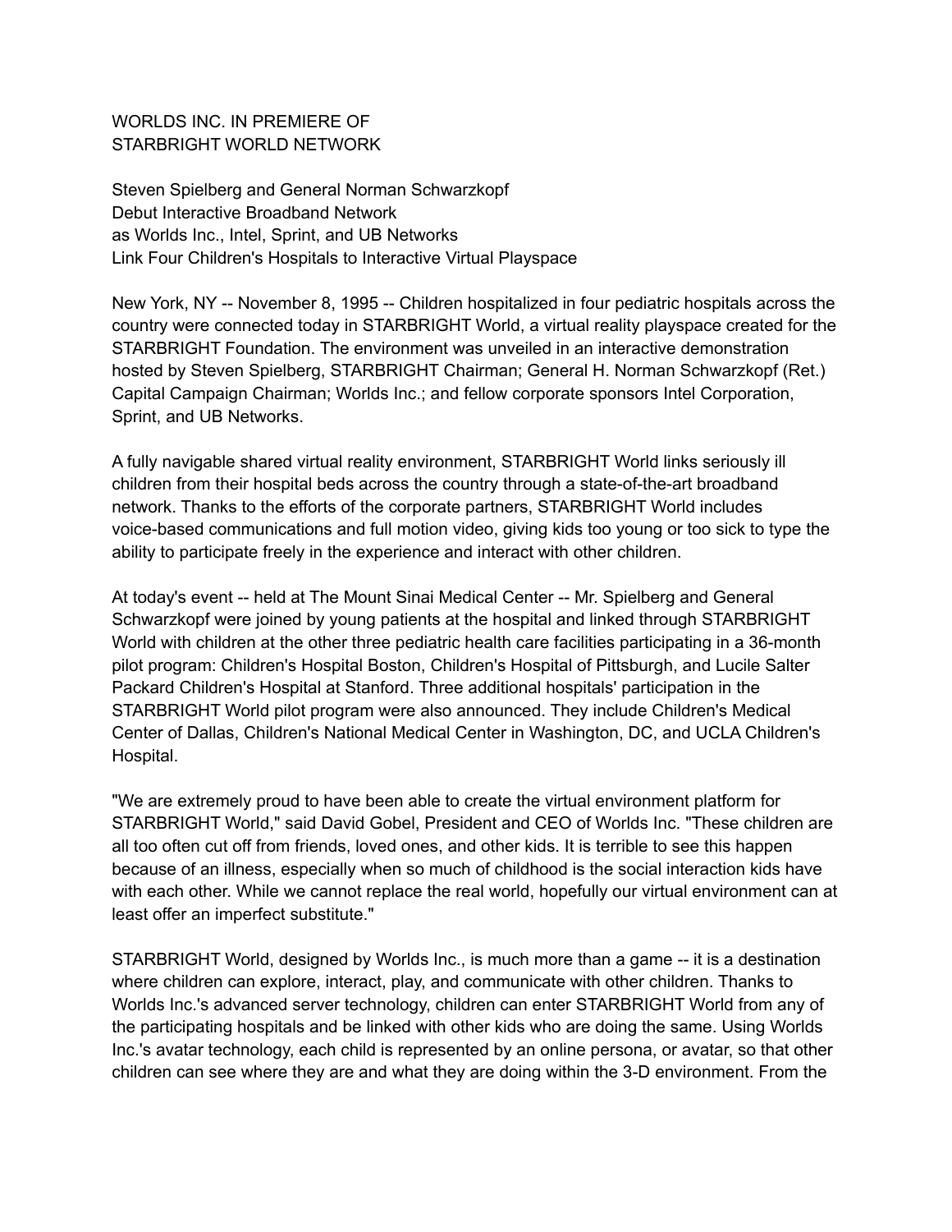# WORLDS INC. IN PREMIERE OF STARBRIGHT WORLD NETWORK

## Steven Spielberg and General Norman Schwarzkopf Debut Interactive Broadband Network as Worlds Inc., Intel, Sprint, and UB Networks Link Four Children's Hospitals to Interactive Virtual Playspace

New York, NY -- November 8, 1995 -- Children hospitalized in four pediatric hospitals across the country were connected today in STARBRIGHT World, a virtual reality playspace created for the STARBRIGHT Foundation. The environment was unveiled in an interactive demonstration hosted by Steven Spielberg, STARBRIGHT Chairman; General H. Norman Schwarzkopf (Ret.) Capital Campaign Chairman; Worlds Inc.; and fellow corporate sponsors Intel Corporation, Sprint, and UB Networks.

A fully navigable shared virtual reality environment, STARBRIGHT World links seriously ill children from their hospital beds across the country through a state-of-the-art broadband network. Thanks to the efforts of the corporate partners, STARBRIGHT World includes voice-based communications and full motion video, giving kids too young or too sick to type the ability to participate freely in the experience and interact with other children.

At today's event -- held at The Mount Sinai Medical Center -- Mr. Spielberg and General Schwarzkopf were joined by young patients at the hospital and linked through STARBRIGHT World with children at the other three pediatric health care facilities participating in a 36-month pilot program: Children's Hospital Boston, Children's Hospital of Pittsburgh, and Lucile Salter Packard Children's Hospital at Stanford. Three additional hospitals' participation in the STARBRIGHT World pilot program were also announced. They include Children's Medical Center of Dallas, Children's National Medical Center in Washington, DC, and UCLA Children's Hospital.

"We are extremely proud to have been able to create the virtual environment platform for STARBRIGHT World," said David Gobel, President and CEO of Worlds Inc. "These children are all too often cut off from friends, loved ones, and other kids. It is terrible to see this happen because of an illness, especially when so much of childhood is the social interaction kids have with each other. While we cannot replace the real world, hopefully our virtual environment can at least offer an imperfect substitute."

STARBRIGHT World, designed by Worlds Inc., is much more than a game -- it is a destination where children can explore, interact, play, and communicate with other children. Thanks to Worlds Inc.'s advanced server technology, children can enter STARBRIGHT World from any of the participating hospitals and be linked with other kids who are doing the same. Using Worlds Inc.'s avatar technology, each child is represented by an online persona, or avatar, so that other children can see where they are and what they are doing within the 3-D environment. From the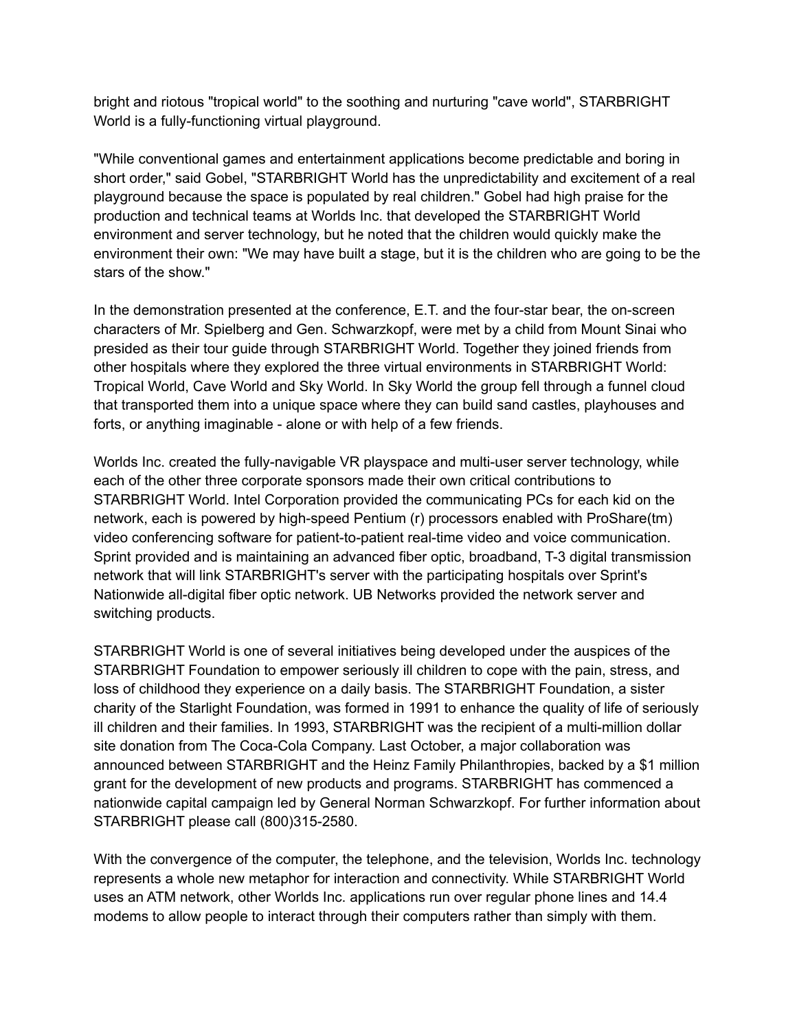bright and riotous "tropical world" to the soothing and nurturing "cave world", STARBRIGHT World is a fully-functioning virtual playground.

"While conventional games and entertainment applications become predictable and boring in short order," said Gobel, "STARBRIGHT World has the unpredictability and excitement of a real playground because the space is populated by real children." Gobel had high praise for the production and technical teams at Worlds Inc. that developed the STARBRIGHT World environment and server technology, but he noted that the children would quickly make the environment their own: "We may have built a stage, but it is the children who are going to be the stars of the show."

In the demonstration presented at the conference, E.T. and the four-star bear, the on-screen characters of Mr. Spielberg and Gen. Schwarzkopf, were met by a child from Mount Sinai who presided as their tour guide through STARBRIGHT World. Together they joined friends from other hospitals where they explored the three virtual environments in STARBRIGHT World: Tropical World, Cave World and Sky World. In Sky World the group fell through a funnel cloud that transported them into a unique space where they can build sand castles, playhouses and forts, or anything imaginable - alone or with help of a few friends.

Worlds Inc. created the fully-navigable VR playspace and multi-user server technology, while each of the other three corporate sponsors made their own critical contributions to STARBRIGHT World. Intel Corporation provided the communicating PCs for each kid on the network, each is powered by high-speed Pentium (r) processors enabled with ProShare(tm) video conferencing software for patient-to-patient real-time video and voice communication. Sprint provided and is maintaining an advanced fiber optic, broadband, T-3 digital transmission network that will link STARBRIGHT's server with the participating hospitals over Sprint's Nationwide all-digital fiber optic network. UB Networks provided the network server and switching products.

STARBRIGHT World is one of several initiatives being developed under the auspices of the STARBRIGHT Foundation to empower seriously ill children to cope with the pain, stress, and loss of childhood they experience on a daily basis. The STARBRIGHT Foundation, a sister charity of the Starlight Foundation, was formed in 1991 to enhance the quality of life of seriously ill children and their families. In 1993, STARBRIGHT was the recipient of a multi-million dollar site donation from The Coca-Cola Company. Last October, a major collaboration was announced between STARBRIGHT and the Heinz Family Philanthropies, backed by a $1 million grant for the development of new products and programs. STARBRIGHT has commenced a nationwide capital campaign led by General Norman Schwarzkopf. For further information about STARBRIGHT please call (800)315-2580.

With the convergence of the computer, the telephone, and the television, Worlds Inc. technology represents a whole new metaphor for interaction and connectivity. While STARBRIGHT World uses an ATM network, other Worlds Inc. applications run over regular phone lines and 14.4 modems to allow people to interact through their computers rather than simply with them.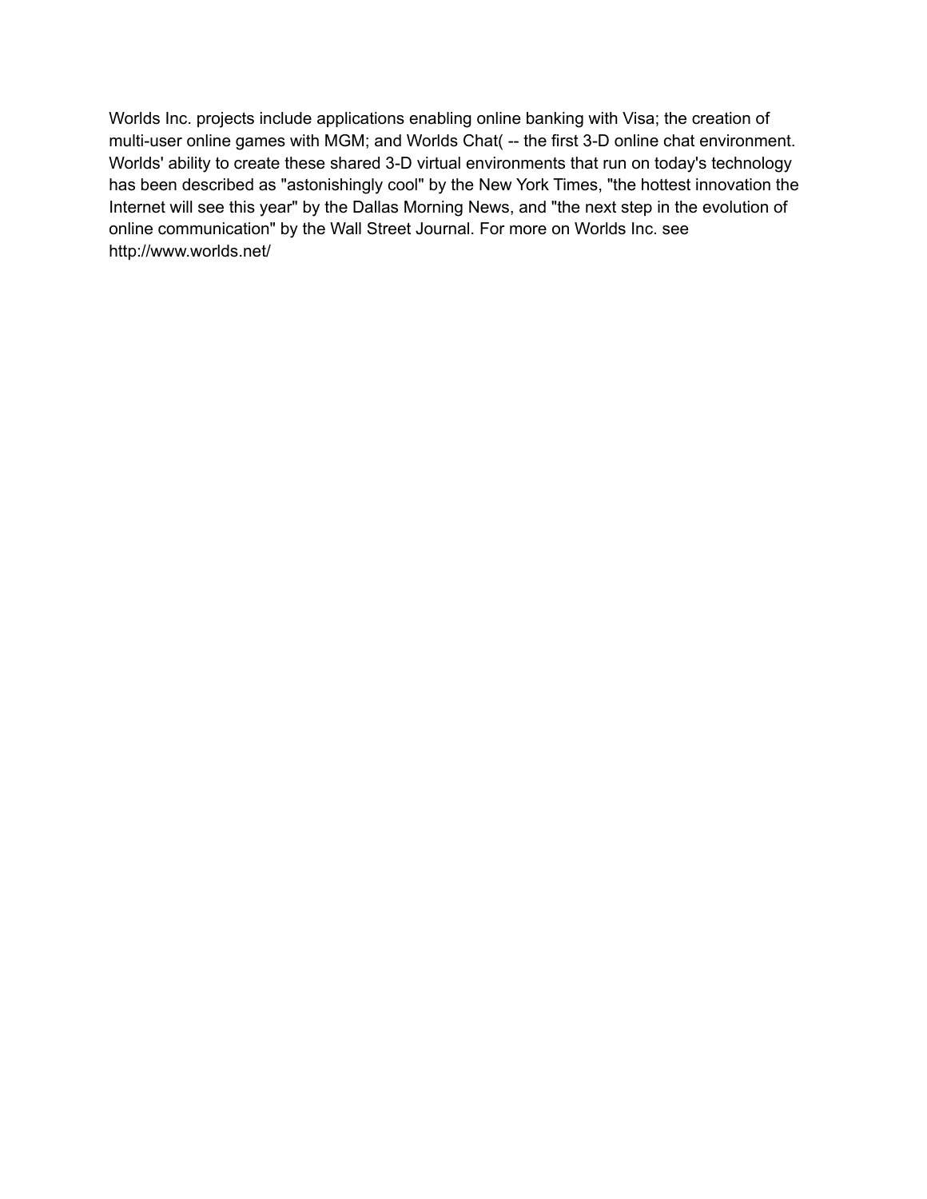Worlds Inc. projects include applications enabling online banking with Visa; the creation of multi-user online games with MGM; and Worlds Chat( -- the first 3-D online chat environment. Worlds' ability to create these shared 3-D virtual environments that run on today's technology has been described as "astonishingly cool" by the New York Times, "the hottest innovation the Internet will see this year" by the Dallas Morning News, and "the next step in the evolution of online communication" by the Wall Street Journal. For more on Worlds Inc. see http://www.worlds.net/